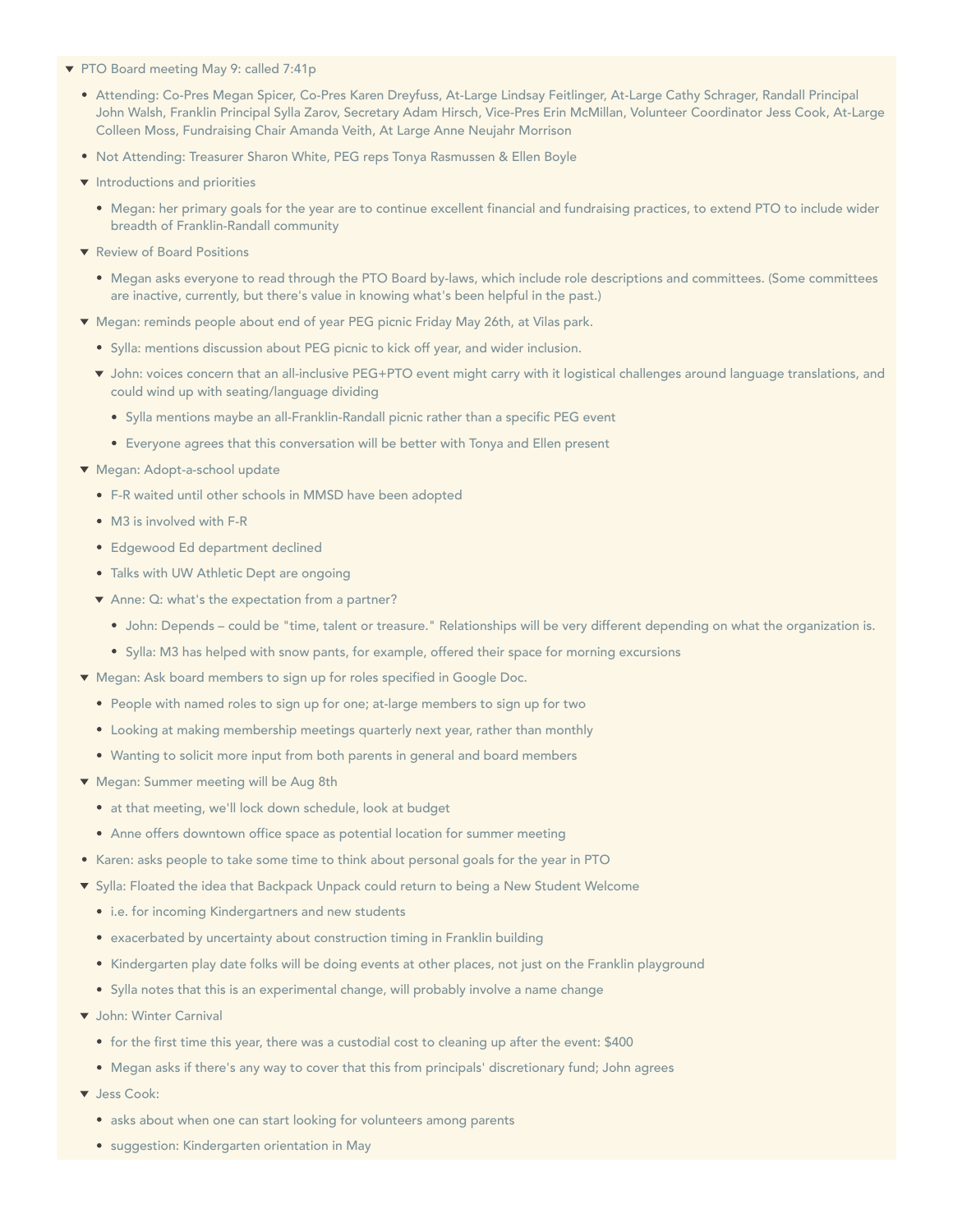- PTO Board meeting May 9: called 7:41p
  - Attending: Co-Pres Megan Spicer, Co-Pres Karen Dreyfuss, At-Large Lindsay Feitlinger, At-Large Cathy Schrager, Randall Principal John Walsh, Franklin Principal Sylla Zarov, Secretary Adam Hirsch, Vice-Pres Erin McMillan, Volunteer Coordinator Jess Cook, At-Large Colleen Moss, Fundraising Chair Amanda Veith, At Large Anne Neujahr Morrison
  - Not Attending: Treasurer Sharon White, PEG reps Tonya Rasmussen & Ellen Boyle
  - Introductions and priorities
    - Megan: her primary goals for the year are to continue excellent financial and fundraising practices, to extend PTO to include wider breadth of Franklin-Randall community
  - Review of Board Positions
    - Megan asks everyone to read through the PTO Board by-laws, which include role descriptions and committees. (Some committees are inactive, currently, but there's value in knowing what's been helpful in the past.)
  - Megan: reminds people about end of year PEG picnic Friday May 26th, at Vilas park.
    - Sylla: mentions discussion about PEG picnic to kick off year, and wider inclusion.
    - John: voices concern that an all-inclusive PEG+PTO event might carry with it logistical challenges around language translations, and could wind up with seating/language dividing
      - Sylla mentions maybe an all-Franklin-Randall picnic rather than a specific PEG event
      - Everyone agrees that this conversation will be better with Tonya and Ellen present
  - Megan: Adopt-a-school update
    - F-R waited until other schools in MMSD have been adopted
    - M3 is involved with F-R
    - Edgewood Ed department declined
    - Talks with UW Athletic Dept are ongoing
    - Anne: Q: what's the expectation from a partner?
      - John: Depends – could be "time, talent or treasure." Relationships will be very different depending on what the organization is.
      - Sylla: M3 has helped with snow pants, for example, offered their space for morning excursions
  - Megan: Ask board members to sign up for roles specified in Google Doc.
    - People with named roles to sign up for one; at-large members to sign up for two
    - Looking at making membership meetings quarterly next year, rather than monthly
    - Wanting to solicit more input from both parents in general and board members
  - Megan: Summer meeting will be Aug 8th
    - at that meeting, we'll lock down schedule, look at budget
    - Anne offers downtown office space as potential location for summer meeting
  - Karen: asks people to take some time to think about personal goals for the year in PTO
  - Sylla: Floated the idea that Backpack Unpack could return to being a New Student Welcome
    - i.e. for incoming Kindergartners and new students
    - exacerbated by uncertainty about construction timing in Franklin building
    - Kindergarten play date folks will be doing events at other places, not just on the Franklin playground
    - Sylla notes that this is an experimental change, will probably involve a name change
  - John: Winter Carnival
    - for the first time this year, there was a custodial cost to cleaning up after the event: $400
    - Megan asks if there's any way to cover that this from principals' discretionary fund; John agrees
  - Jess Cook:
    - asks about when one can start looking for volunteers among parents
    - suggestion: Kindergarten orientation in May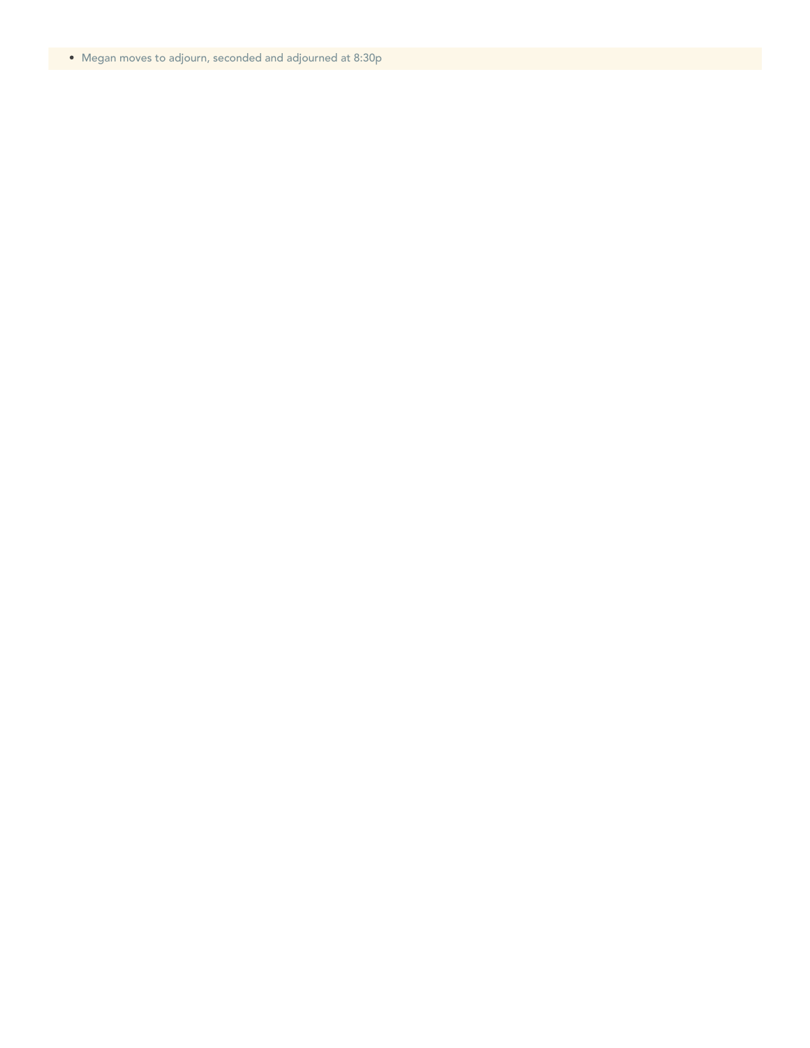- Megan moves to adjourn, seconded and adjourned at 8:30p